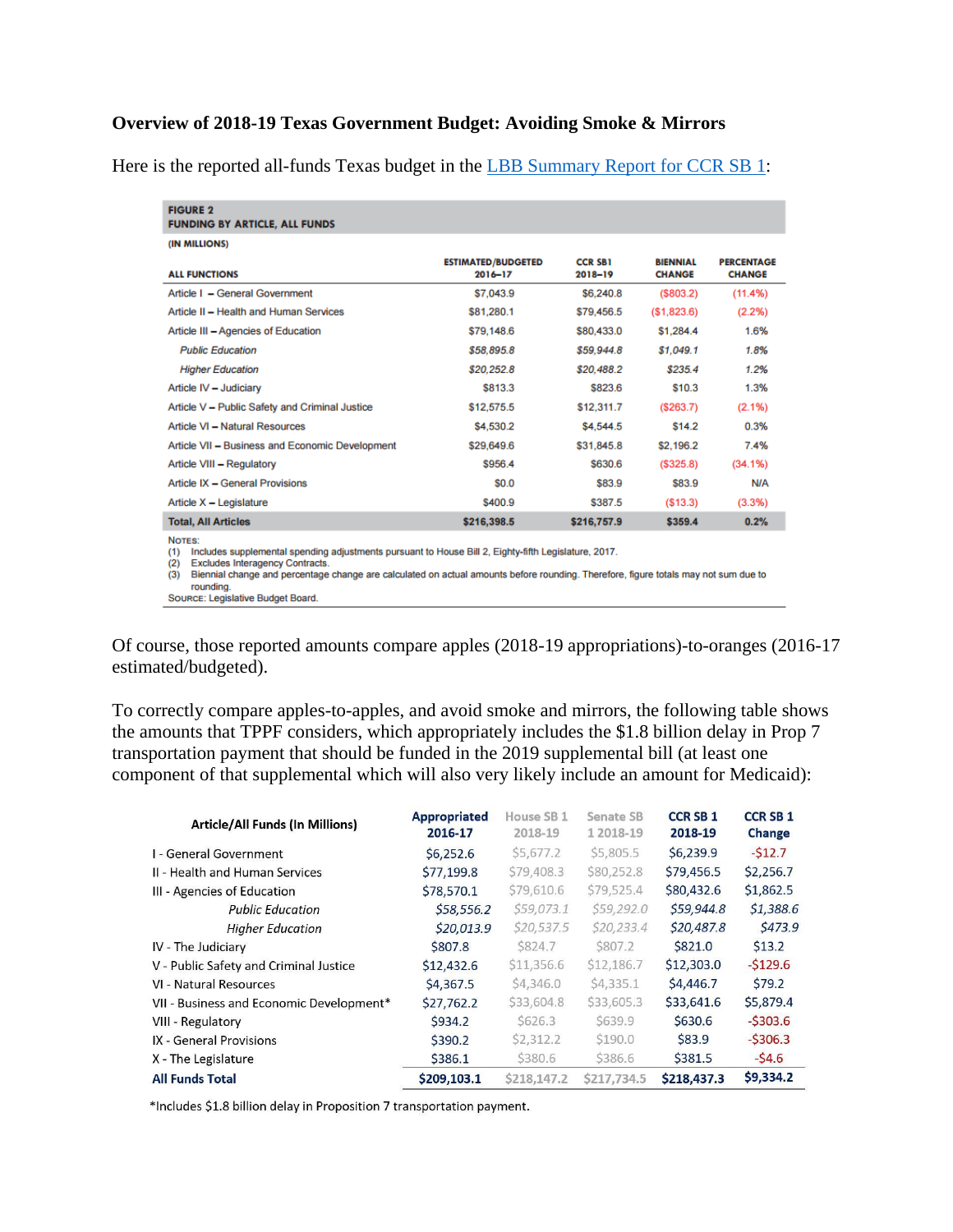**Overview of 2018-19 Texas Government Budget: Avoiding Smoke & Mirrors**

Here is the reported all-funds Texas budget in the [LBB Summary Report for CCR SB 1](LBB Summary Report for CCR SB 1):

**FIGURE 2**
**FUNDING BY ARTICLE, ALL FUNDS**

(IN MILLIONS)

| ALL FUNCTIONS | ESTIMATED/BUDGETED 2016–17 | CCR SB1 2018–19 | BIENNIAL CHANGE | PERCENTAGE CHANGE |
|---|---|---|---|---|
| Article I – General Government | $7,043.9 | $6,240.8 | ($803.2) | (11.4%) |
| Article II – Health and Human Services | $81,280.1 | $79,456.5 | ($1,823.6) | (2.2%) |
| Article III – Agencies of Education | $79,148.6 | $80,433.0 | $1,284.4 | 1.6% |
| *Public Education* | *$58,895.8* | *$59,944.8* | *$1,049.1* | *1.8%* |
| *Higher Education* | *$20,252.8* | *$20,488.2* | *$235.4* | *1.2%* |
| Article IV – Judiciary | $813.3 | $823.6 | $10.3 | 1.3% |
| Article V – Public Safety and Criminal Justice | $12,575.5 | $12,311.7 | ($263.7) | (2.1%) |
| Article VI – Natural Resources | $4,530.2 | $4,544.5 | $14.2 | 0.3% |
| Article VII – Business and Economic Development | $29,649.6 | $31,845.8 | $2,196.2 | 7.4% |
| Article VIII – Regulatory | $956.4 | $630.6 | ($325.8) | (34.1%) |
| Article IX – General Provisions | $0.0 | $83.9 | $83.9 | N/A |
| Article X – Legislature | $400.9 | $387.5 | ($13.3) | (3.3%) |
| **Total, All Articles** | **$216,398.5** | **$216,757.9** | **$359.4** | **0.2%** |

NOTES:
(1) Includes supplemental spending adjustments pursuant to House Bill 2, Eighty-fifth Legislature, 2017.
(2) Excludes Interagency Contracts.
(3) Biennial change and percentage change are calculated on actual amounts before rounding. Therefore, figure totals may not sum due to rounding.
SOURCE: Legislative Budget Board.

Of course, those reported amounts compare apples (2018-19 appropriations)-to-oranges (2016-17 estimated/budgeted).

To correctly compare apples-to-apples, and avoid smoke and mirrors, the following table shows the amounts that TPPF considers, which appropriately includes the $1.8 billion delay in Prop 7 transportation payment that should be funded in the 2019 supplemental bill (at least one component of that supplemental which will also very likely include an amount for Medicaid):

| Article/All Funds (In Millions) | Appropriated 2016-17 | House SB 1 2018-19 | Senate SB 1 2018-19 | CCR SB 1 2018-19 | CCR SB 1 Change |
|---|---|---|---|---|---|
| I - General Government | $6,252.6 | $5,677.2 | $5,805.5 | $6,239.9 | -$12.7 |
| II - Health and Human Services | $77,199.8 | $79,408.3 | $80,252.8 | $79,456.5 | $2,256.7 |
| III - Agencies of Education | $78,570.1 | $79,610.6 | $79,525.4 | $80,432.6 | $1,862.5 |
| *Public Education* | *$58,556.2* | *$59,073.1* | *$59,292.0* | *$59,944.8* | *$1,388.6* |
| *Higher Education* | *$20,013.9* | *$20,537.5* | *$20,233.4* | *$20,487.8* | *$473.9* |
| IV - The Judiciary | $807.8 | $824.7 | $807.2 | $821.0 | $13.2 |
| V - Public Safety and Criminal Justice | $12,432.6 | $11,356.6 | $12,186.7 | $12,303.0 | -$129.6 |
| VI - Natural Resources | $4,367.5 | $4,346.0 | $4,335.1 | $4,446.7 | $79.2 |
| VII - Business and Economic Development* | $27,762.2 | $33,604.8 | $33,605.3 | $33,641.6 | $5,879.4 |
| VIII - Regulatory | $934.2 | $626.3 | $639.9 | $630.6 | -$303.6 |
| IX - General Provisions | $390.2 | $2,312.2 | $190.0 | $83.9 | -$306.3 |
| X - The Legislature | $386.1 | $380.6 | $386.6 | $381.5 | -$4.6 |
| **All Funds Total** | **$209,103.1** | **$218,147.2** | **$217,734.5** | **$218,437.3** | **$9,334.2** |

*Includes $1.8 billion delay in Proposition 7 transportation payment.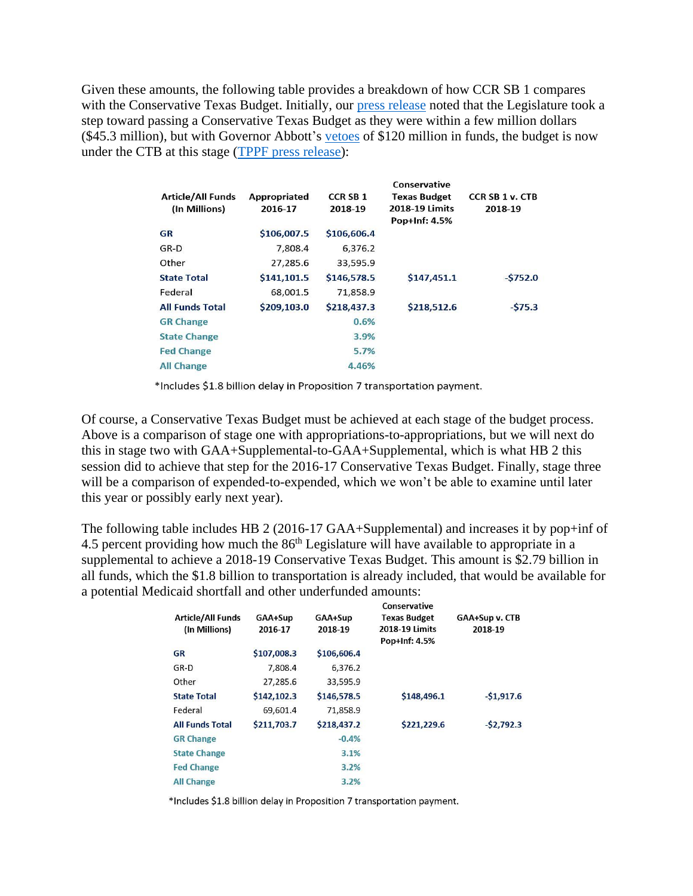Given these amounts, the following table provides a breakdown of how CCR SB 1 compares with the Conservative Texas Budget. Initially, our press release noted that the Legislature took a step toward passing a Conservative Texas Budget as they were within a few million dollars ($45.3 million), but with Governor Abbott's vetoes of $120 million in funds, the budget is now under the CTB at this stage (TPPF press release):

| Article/All Funds (In Millions) | Appropriated 2016-17 | CCR SB 1 2018-19 | Conservative Texas Budget 2018-19 Limits Pop+Inf: 4.5% | CCR SB 1 v. CTB 2018-19 |
|---|---|---|---|---|
| **GR** | **$106,007.5** | **$106,606.4** | | |
| GR-D | 7,808.4 | 6,376.2 | | |
| Other | 27,285.6 | 33,595.9 | | |
| **State Total** | **$141,101.5** | **$146,578.5** | **$147,451.1** | **-$752.0** |
| Federal | 68,001.5 | 71,858.9 | | |
| **All Funds Total** | **$209,103.0** | **$218,437.3** | **$218,512.6** | **-$75.3** |
| **GR Change** | | **0.6%** | | |
| **State Change** | | **3.9%** | | |
| **Fed Change** | | **5.7%** | | |
| **All Change** | | **4.46%** | | |

*Includes $1.8 billion delay in Proposition 7 transportation payment.

Of course, a Conservative Texas Budget must be achieved at each stage of the budget process. Above is a comparison of stage one with appropriations-to-appropriations, but we will next do this in stage two with GAA+Supplemental-to-GAA+Supplemental, which is what HB 2 this session did to achieve that step for the 2016-17 Conservative Texas Budget. Finally, stage three will be a comparison of expended-to-expended, which we won't be able to examine until later this year or possibly early next year).

The following table includes HB 2 (2016-17 GAA+Supplemental) and increases it by pop+inf of 4.5 percent providing how much the 86th Legislature will have available to appropriate in a supplemental to achieve a 2018-19 Conservative Texas Budget. This amount is $2.79 billion in all funds, which the $1.8 billion to transportation is already included, that would be available for a potential Medicaid shortfall and other underfunded amounts:

| Article/All Funds (In Millions) | GAA+Sup 2016-17 | GAA+Sup 2018-19 | Conservative Texas Budget 2018-19 Limits Pop+Inf: 4.5% | GAA+Sup v. CTB 2018-19 |
|---|---|---|---|---|
| **GR** | **$107,008.3** | **$106,606.4** | | |
| GR-D | 7,808.4 | 6,376.2 | | |
| Other | 27,285.6 | 33,595.9 | | |
| **State Total** | **$142,102.3** | **$146,578.5** | **$148,496.1** | **-$1,917.6** |
| Federal | 69,601.4 | 71,858.9 | | |
| **All Funds Total** | **$211,703.7** | **$218,437.2** | **$221,229.6** | **-$2,792.3** |
| **GR Change** | | **-0.4%** | | |
| **State Change** | | **3.1%** | | |
| **Fed Change** | | **3.2%** | | |
| **All Change** | | **3.2%** | | |

*Includes $1.8 billion delay in Proposition 7 transportation payment.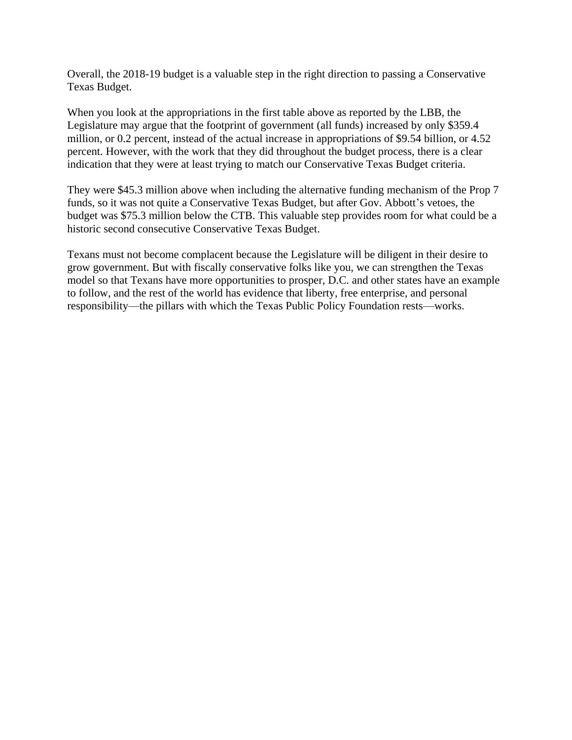Overall, the 2018-19 budget is a valuable step in the right direction to passing a Conservative Texas Budget.

When you look at the appropriations in the first table above as reported by the LBB, the Legislature may argue that the footprint of government (all funds) increased by only $359.4 million, or 0.2 percent, instead of the actual increase in appropriations of $9.54 billion, or 4.52 percent. However, with the work that they did throughout the budget process, there is a clear indication that they were at least trying to match our Conservative Texas Budget criteria.

They were $45.3 million above when including the alternative funding mechanism of the Prop 7 funds, so it was not quite a Conservative Texas Budget, but after Gov. Abbott's vetoes, the budget was $75.3 million below the CTB. This valuable step provides room for what could be a historic second consecutive Conservative Texas Budget.

Texans must not become complacent because the Legislature will be diligent in their desire to grow government. But with fiscally conservative folks like you, we can strengthen the Texas model so that Texans have more opportunities to prosper, D.C. and other states have an example to follow, and the rest of the world has evidence that liberty, free enterprise, and personal responsibility—the pillars with which the Texas Public Policy Foundation rests—works.